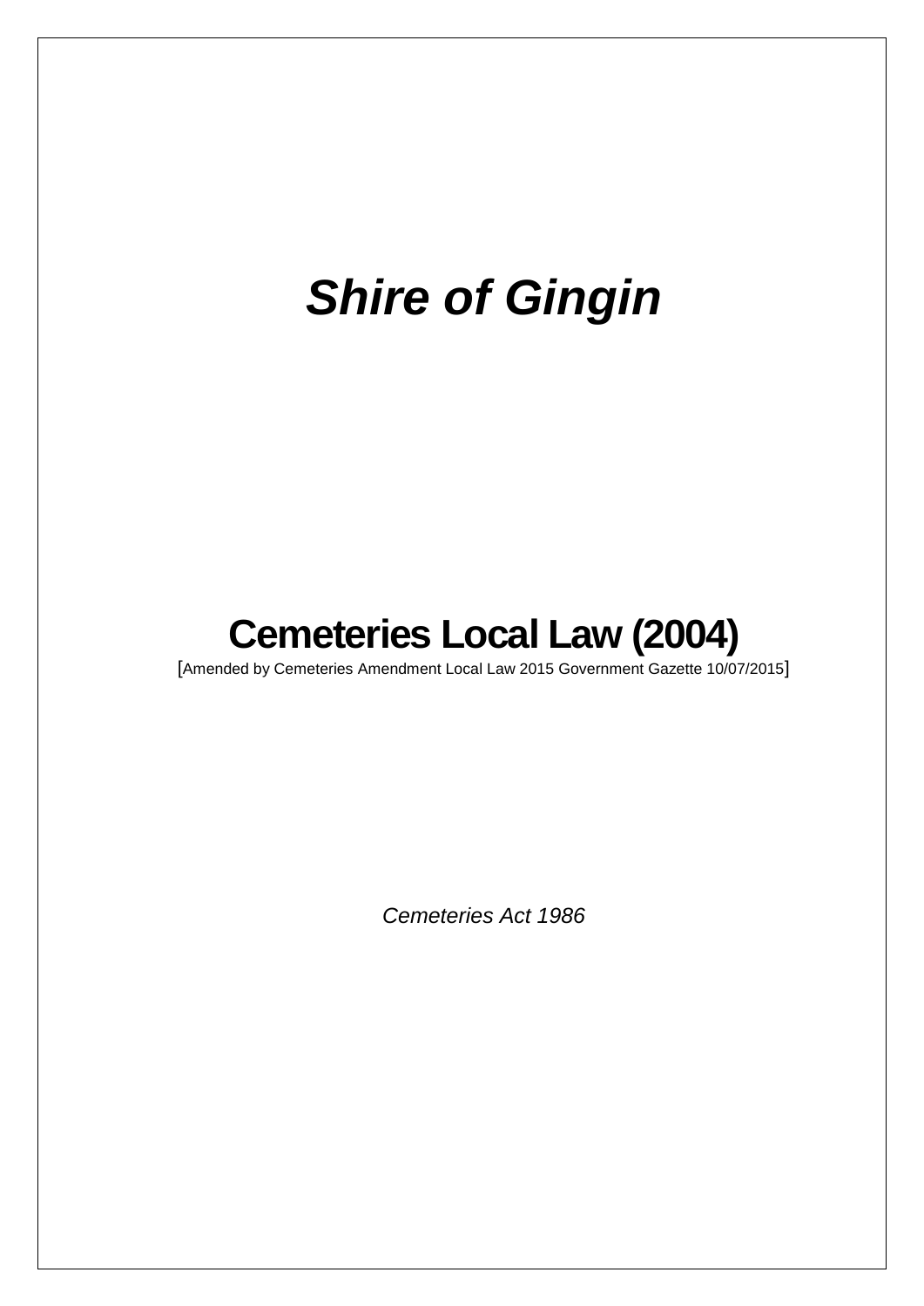# *Shire of Gingin*

# Cemeteries Local Law (2004)

[Amended by Cemeteries Amendment Local Law 2015 Government Gazette 10/07/2015]

*Cemeteries Act 1986*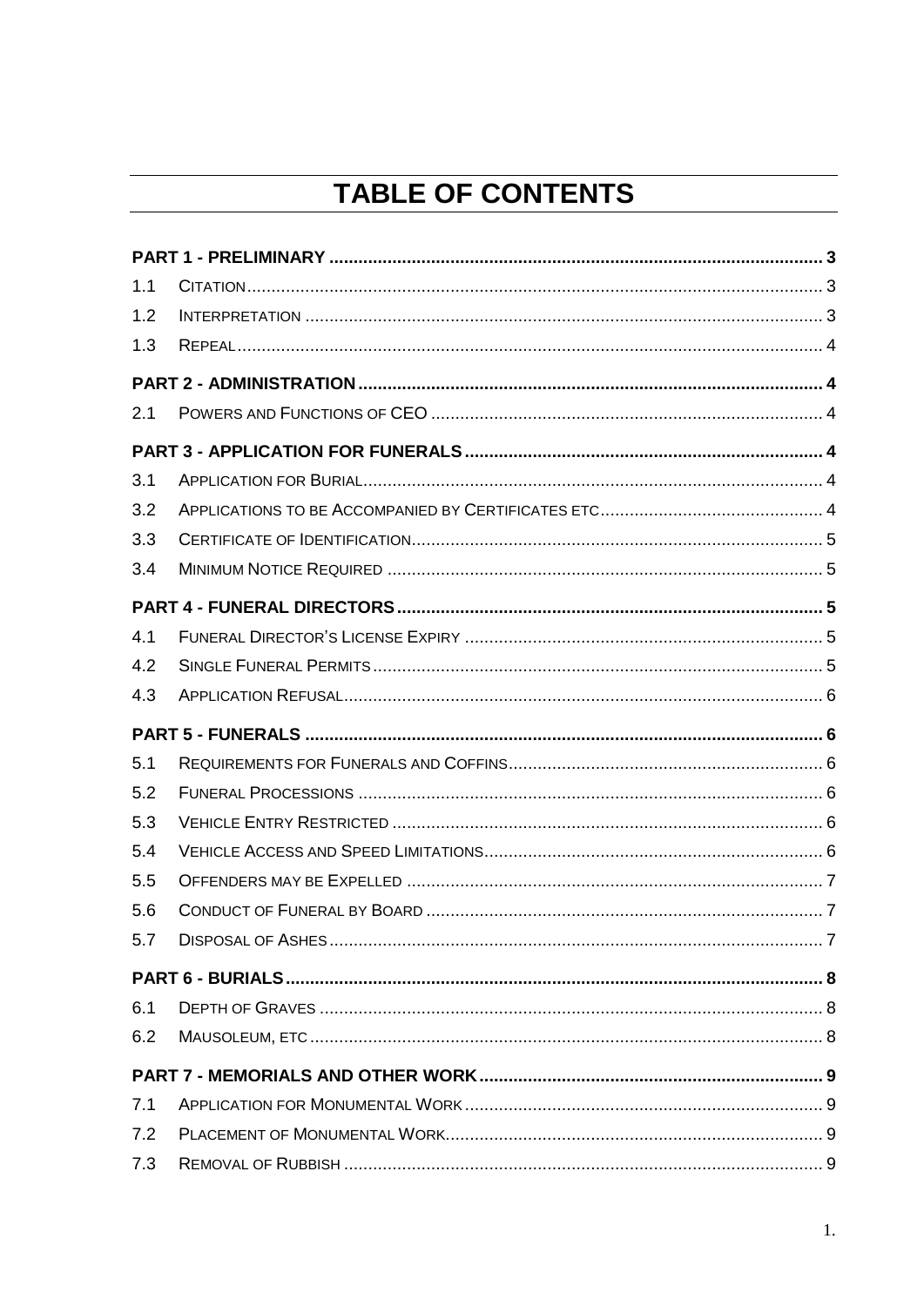# TABLE OF CONTENTS

| | | |
|---|---|---|
| **PART 1 - PRELIMINARY** | | **3** |
| 1.1 | CITATION | 3 |
| 1.2 | INTERPRETATION | 3 |
| 1.3 | REPEAL | 4 |
| **PART 2 - ADMINISTRATION** | | **4** |
| 2.1 | POWERS AND FUNCTIONS OF CEO | 4 |
| **PART 3 - APPLICATION FOR FUNERALS** | | **4** |
| 3.1 | APPLICATION FOR BURIAL | 4 |
| 3.2 | APPLICATIONS TO BE ACCOMPANIED BY CERTIFICATES ETC | 4 |
| 3.3 | CERTIFICATE OF IDENTIFICATION | 5 |
| 3.4 | MINIMUM NOTICE REQUIRED | 5 |
| **PART 4 - FUNERAL DIRECTORS** | | **5** |
| 4.1 | FUNERAL DIRECTOR'S LICENSE EXPIRY | 5 |
| 4.2 | SINGLE FUNERAL PERMITS | 5 |
| 4.3 | APPLICATION REFUSAL | 6 |
| **PART 5 - FUNERALS** | | **6** |
| 5.1 | REQUIREMENTS FOR FUNERALS AND COFFINS | 6 |
| 5.2 | FUNERAL PROCESSIONS | 6 |
| 5.3 | VEHICLE ENTRY RESTRICTED | 6 |
| 5.4 | VEHICLE ACCESS AND SPEED LIMITATIONS | 6 |
| 5.5 | OFFENDERS MAY BE EXPELLED | 7 |
| 5.6 | CONDUCT OF FUNERAL BY BOARD | 7 |
| 5.7 | DISPOSAL OF ASHES | 7 |
| **PART 6 - BURIALS** | | **8** |
| 6.1 | DEPTH OF GRAVES | 8 |
| 6.2 | MAUSOLEUM, ETC | 8 |
| **PART 7 - MEMORIALS AND OTHER WORK** | | **9** |
| 7.1 | APPLICATION FOR MONUMENTAL WORK | 9 |
| 7.2 | PLACEMENT OF MONUMENTAL WORK | 9 |
| 7.3 | REMOVAL OF RUBBISH | 9 |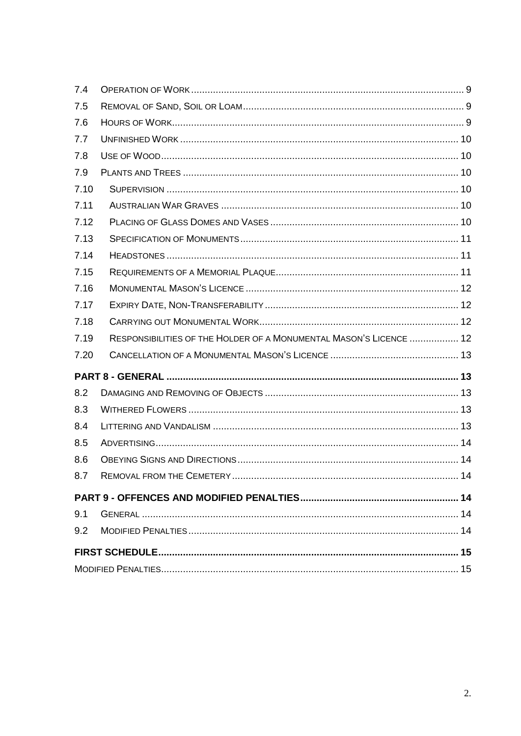| | | |
|---|---|---|
| 7.4 | OPERATION OF WORK | 9 |
| 7.5 | REMOVAL OF SAND, SOIL OR LOAM | 9 |
| 7.6 | HOURS OF WORK | 9 |
| 7.7 | UNFINISHED WORK | 10 |
| 7.8 | USE OF WOOD | 10 |
| 7.9 | PLANTS AND TREES | 10 |
| 7.10 | SUPERVISION | 10 |
| 7.11 | AUSTRALIAN WAR GRAVES | 10 |
| 7.12 | PLACING OF GLASS DOMES AND VASES | 10 |
| 7.13 | SPECIFICATION OF MONUMENTS | 11 |
| 7.14 | HEADSTONES | 11 |
| 7.15 | REQUIREMENTS OF A MEMORIAL PLAQUE | 11 |
| 7.16 | MONUMENTAL MASON'S LICENCE | 12 |
| 7.17 | EXPIRY DATE, NON-TRANSFERABILITY | 12 |
| 7.18 | CARRYING OUT MONUMENTAL WORK | 12 |
| 7.19 | RESPONSIBILITIES OF THE HOLDER OF A MONUMENTAL MASON'S LICENCE | 12 |
| 7.20 | CANCELLATION OF A MONUMENTAL MASON'S LICENCE | 13 |
| **PART 8 - GENERAL** | | **13** |
| 8.2 | DAMAGING AND REMOVING OF OBJECTS | 13 |
| 8.3 | WITHERED FLOWERS | 13 |
| 8.4 | LITTERING AND VANDALISM | 13 |
| 8.5 | ADVERTISING | 14 |
| 8.6 | OBEYING SIGNS AND DIRECTIONS | 14 |
| 8.7 | REMOVAL FROM THE CEMETERY | 14 |
| **PART 9 - OFFENCES AND MODIFIED PENALTIES** | | **14** |
| 9.1 | GENERAL | 14 |
| 9.2 | MODIFIED PENALTIES | 14 |
| **FIRST SCHEDULE** | | **15** |
| MODIFIED PENALTIES | | 15 |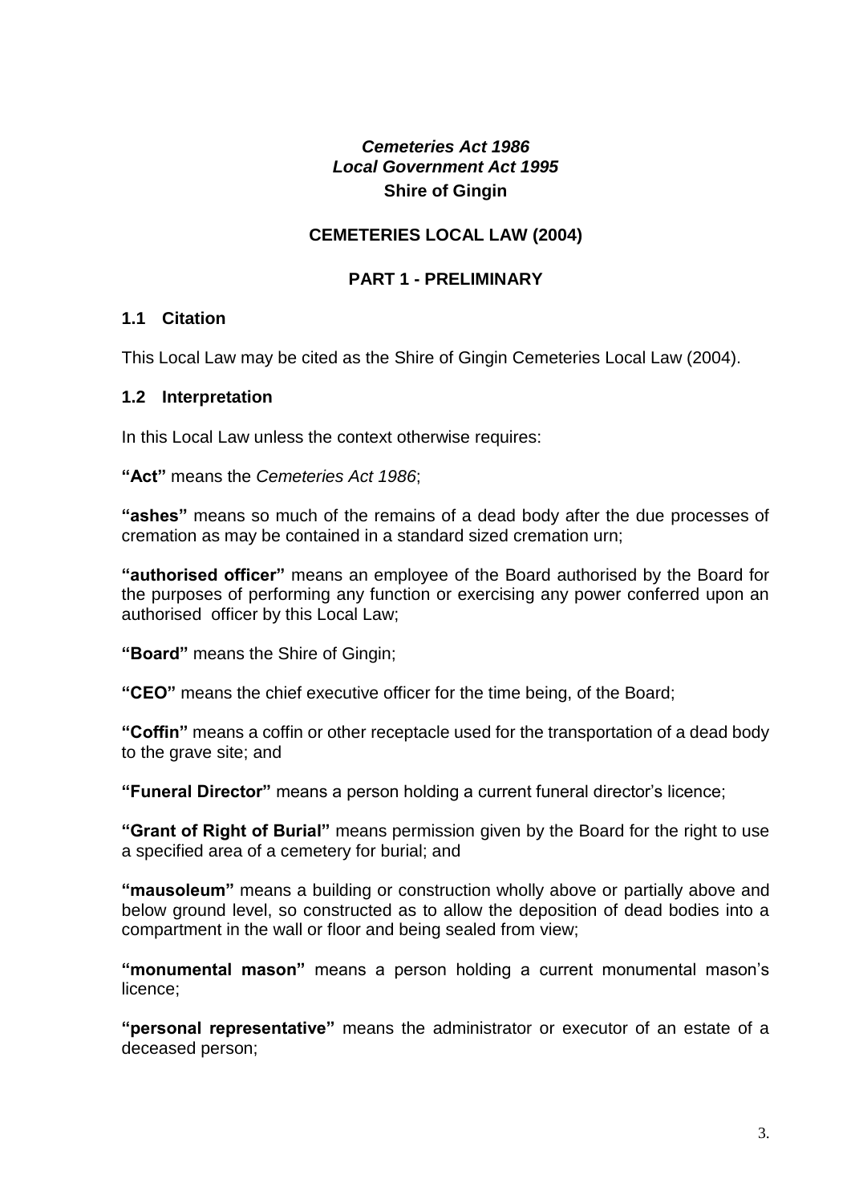*Cemeteries Act 1986*
*Local Government Act 1995*
**Shire of Gingin**

## CEMETERIES LOCAL LAW (2004)

## PART 1 - PRELIMINARY

### 1.1 Citation

This Local Law may be cited as the Shire of Gingin Cemeteries Local Law (2004).

### 1.2 Interpretation

In this Local Law unless the context otherwise requires:

**"Act"** means the *Cemeteries Act 1986*;

**"ashes"** means so much of the remains of a dead body after the due processes of cremation as may be contained in a standard sized cremation urn;

**"authorised officer"** means an employee of the Board authorised by the Board for the purposes of performing any function or exercising any power conferred upon an authorised officer by this Local Law;

**"Board"** means the Shire of Gingin;

**"CEO"** means the chief executive officer for the time being, of the Board;

**"Coffin"** means a coffin or other receptacle used for the transportation of a dead body to the grave site; and

**"Funeral Director"** means a person holding a current funeral director's licence;

**"Grant of Right of Burial"** means permission given by the Board for the right to use a specified area of a cemetery for burial; and

**"mausoleum"** means a building or construction wholly above or partially above and below ground level, so constructed as to allow the deposition of dead bodies into a compartment in the wall or floor and being sealed from view;

**"monumental mason"** means a person holding a current monumental mason's licence;

**"personal representative"** means the administrator or executor of an estate of a deceased person;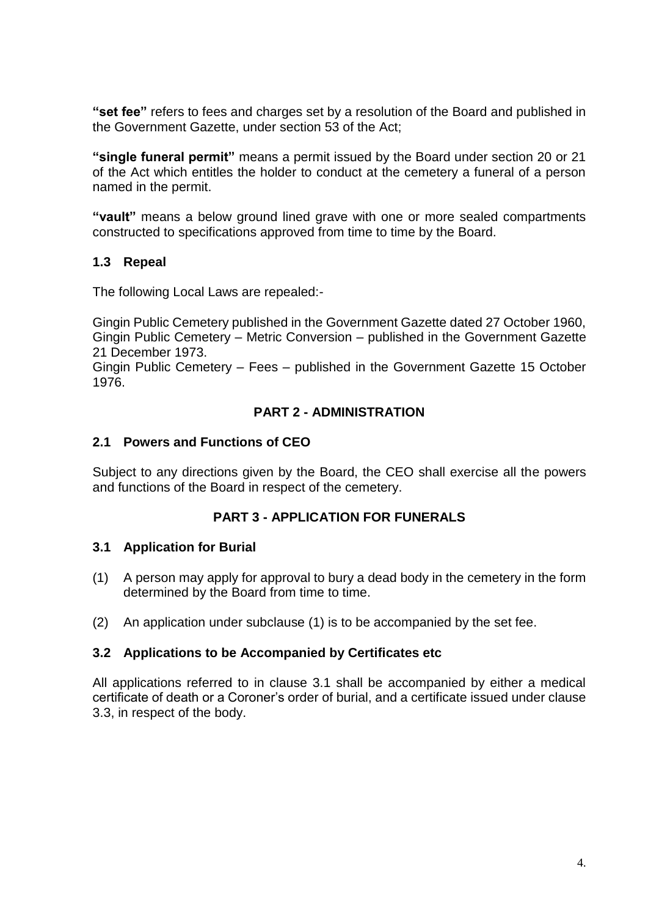**"set fee"** refers to fees and charges set by a resolution of the Board and published in the Government Gazette, under section 53 of the Act;

**"single funeral permit"** means a permit issued by the Board under section 20 or 21 of the Act which entitles the holder to conduct at the cemetery a funeral of a person named in the permit.

**"vault"** means a below ground lined grave with one or more sealed compartments constructed to specifications approved from time to time by the Board.

### 1.3 Repeal

The following Local Laws are repealed:-

Gingin Public Cemetery published in the Government Gazette dated 27 October 1960, Gingin Public Cemetery – Metric Conversion – published in the Government Gazette 21 December 1973.
Gingin Public Cemetery – Fees – published in the Government Gazette 15 October 1976.

## PART 2 - ADMINISTRATION

### 2.1 Powers and Functions of CEO

Subject to any directions given by the Board, the CEO shall exercise all the powers and functions of the Board in respect of the cemetery.

## PART 3 - APPLICATION FOR FUNERALS

### 3.1 Application for Burial

(1) A person may apply for approval to bury a dead body in the cemetery in the form determined by the Board from time to time.

(2) An application under subclause (1) is to be accompanied by the set fee.

### 3.2 Applications to be Accompanied by Certificates etc

All applications referred to in clause 3.1 shall be accompanied by either a medical certificate of death or a Coroner's order of burial, and a certificate issued under clause 3.3, in respect of the body.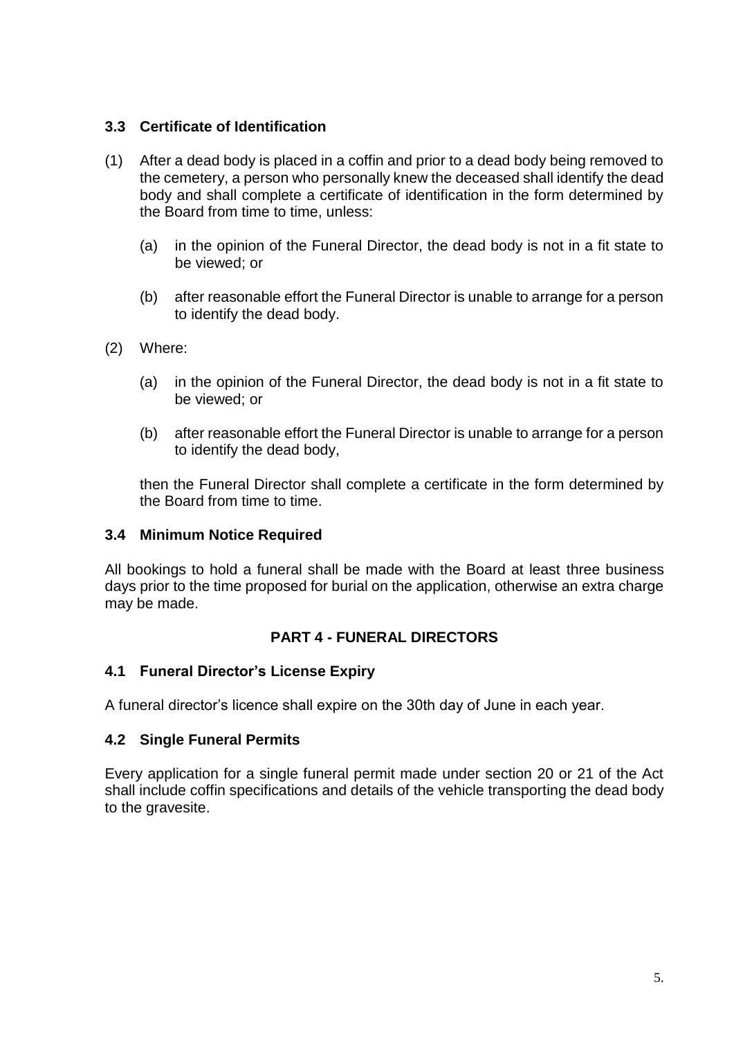### 3.3 Certificate of Identification

(1) After a dead body is placed in a coffin and prior to a dead body being removed to the cemetery, a person who personally knew the deceased shall identify the dead body and shall complete a certificate of identification in the form determined by the Board from time to time, unless:

(a) in the opinion of the Funeral Director, the dead body is not in a fit state to be viewed; or

(b) after reasonable effort the Funeral Director is unable to arrange for a person to identify the dead body.

(2) Where:

(a) in the opinion of the Funeral Director, the dead body is not in a fit state to be viewed; or

(b) after reasonable effort the Funeral Director is unable to arrange for a person to identify the dead body,

then the Funeral Director shall complete a certificate in the form determined by the Board from time to time.

### 3.4 Minimum Notice Required

All bookings to hold a funeral shall be made with the Board at least three business days prior to the time proposed for burial on the application, otherwise an extra charge may be made.

## PART 4 - FUNERAL DIRECTORS

### 4.1 Funeral Director's License Expiry

A funeral director's licence shall expire on the 30th day of June in each year.

### 4.2 Single Funeral Permits

Every application for a single funeral permit made under section 20 or 21 of the Act shall include coffin specifications and details of the vehicle transporting the dead body to the gravesite.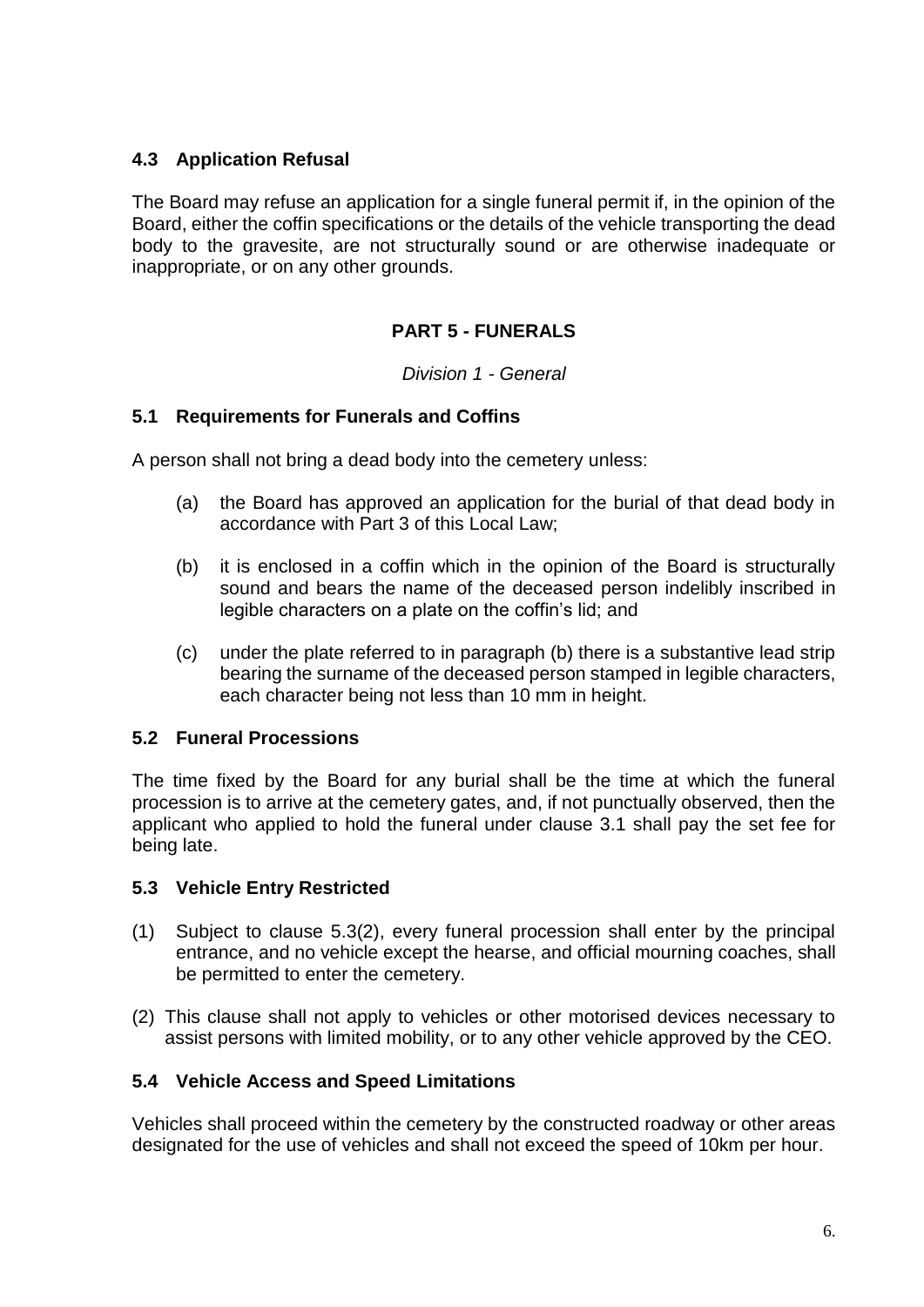### 4.3 Application Refusal

The Board may refuse an application for a single funeral permit if, in the opinion of the Board, either the coffin specifications or the details of the vehicle transporting the dead body to the gravesite, are not structurally sound or are otherwise inadequate or inappropriate, or on any other grounds.

## PART 5 - FUNERALS

*Division 1 - General*

### 5.1 Requirements for Funerals and Coffins

A person shall not bring a dead body into the cemetery unless:

(a) the Board has approved an application for the burial of that dead body in accordance with Part 3 of this Local Law;

(b) it is enclosed in a coffin which in the opinion of the Board is structurally sound and bears the name of the deceased person indelibly inscribed in legible characters on a plate on the coffin's lid; and

(c) under the plate referred to in paragraph (b) there is a substantive lead strip bearing the surname of the deceased person stamped in legible characters, each character being not less than 10 mm in height.

### 5.2 Funeral Processions

The time fixed by the Board for any burial shall be the time at which the funeral procession is to arrive at the cemetery gates, and, if not punctually observed, then the applicant who applied to hold the funeral under clause 3.1 shall pay the set fee for being late.

### 5.3 Vehicle Entry Restricted

(1) Subject to clause 5.3(2), every funeral procession shall enter by the principal entrance, and no vehicle except the hearse, and official mourning coaches, shall be permitted to enter the cemetery.

(2) This clause shall not apply to vehicles or other motorised devices necessary to assist persons with limited mobility, or to any other vehicle approved by the CEO.

### 5.4 Vehicle Access and Speed Limitations

Vehicles shall proceed within the cemetery by the constructed roadway or other areas designated for the use of vehicles and shall not exceed the speed of 10km per hour.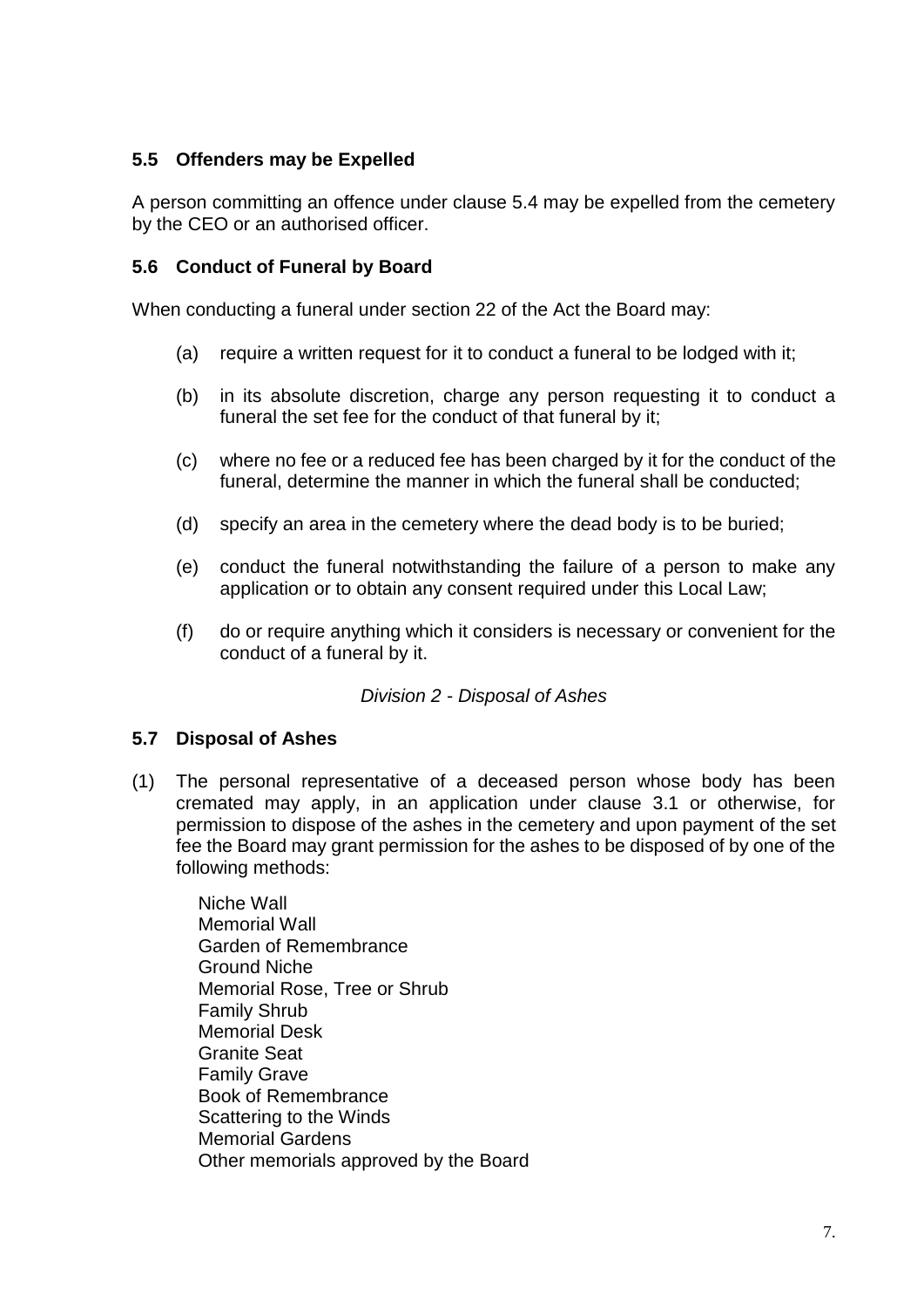### 5.5 Offenders may be Expelled

A person committing an offence under clause 5.4 may be expelled from the cemetery by the CEO or an authorised officer.

### 5.6 Conduct of Funeral by Board

When conducting a funeral under section 22 of the Act the Board may:

(a) require a written request for it to conduct a funeral to be lodged with it;

(b) in its absolute discretion, charge any person requesting it to conduct a funeral the set fee for the conduct of that funeral by it;

(c) where no fee or a reduced fee has been charged by it for the conduct of the funeral, determine the manner in which the funeral shall be conducted;

(d) specify an area in the cemetery where the dead body is to be buried;

(e) conduct the funeral notwithstanding the failure of a person to make any application or to obtain any consent required under this Local Law;

(f) do or require anything which it considers is necessary or convenient for the conduct of a funeral by it.

*Division 2 - Disposal of Ashes*

### 5.7 Disposal of Ashes

(1) The personal representative of a deceased person whose body has been cremated may apply, in an application under clause 3.1 or otherwise, for permission to dispose of the ashes in the cemetery and upon payment of the set fee the Board may grant permission for the ashes to be disposed of by one of the following methods:

Niche Wall
Memorial Wall
Garden of Remembrance
Ground Niche
Memorial Rose, Tree or Shrub
Family Shrub
Memorial Desk
Granite Seat
Family Grave
Book of Remembrance
Scattering to the Winds
Memorial Gardens
Other memorials approved by the Board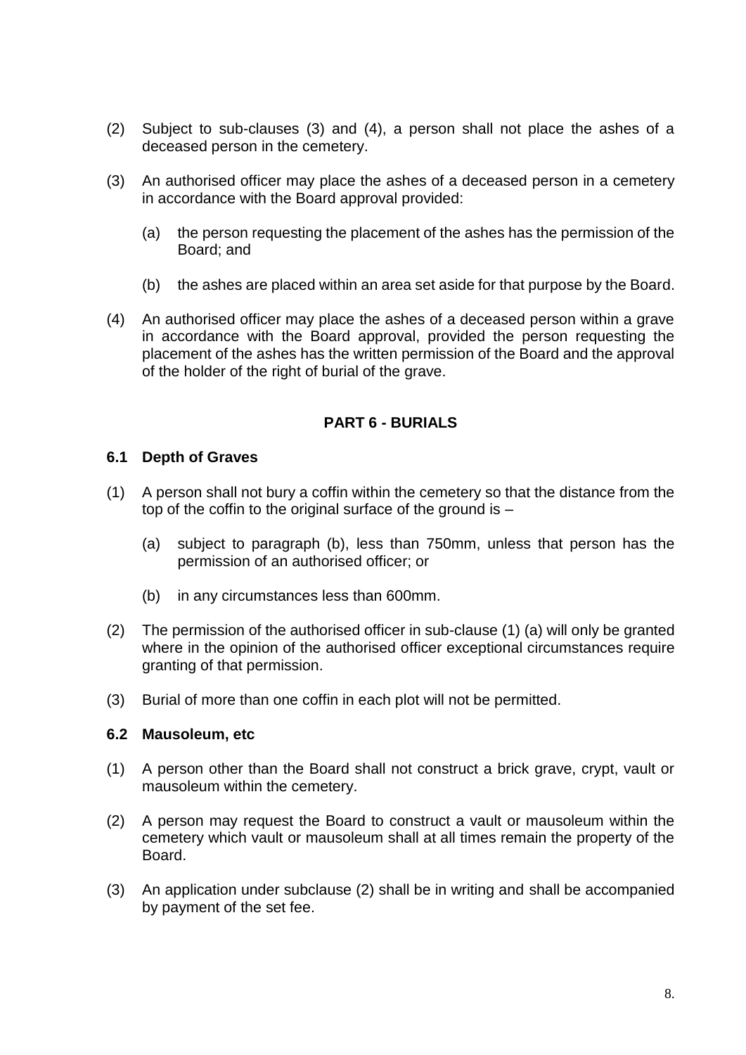(2) Subject to sub-clauses (3) and (4), a person shall not place the ashes of a deceased person in the cemetery.

(3) An authorised officer may place the ashes of a deceased person in a cemetery in accordance with the Board approval provided:

  (a) the person requesting the placement of the ashes has the permission of the Board; and

  (b) the ashes are placed within an area set aside for that purpose by the Board.

(4) An authorised officer may place the ashes of a deceased person within a grave in accordance with the Board approval, provided the person requesting the placement of the ashes has the written permission of the Board and the approval of the holder of the right of burial of the grave.

## PART 6 - BURIALS

### 6.1 Depth of Graves

(1) A person shall not bury a coffin within the cemetery so that the distance from the top of the coffin to the original surface of the ground is –

  (a) subject to paragraph (b), less than 750mm, unless that person has the permission of an authorised officer; or

  (b) in any circumstances less than 600mm.

(2) The permission of the authorised officer in sub-clause (1) (a) will only be granted where in the opinion of the authorised officer exceptional circumstances require granting of that permission.

(3) Burial of more than one coffin in each plot will not be permitted.

### 6.2 Mausoleum, etc

(1) A person other than the Board shall not construct a brick grave, crypt, vault or mausoleum within the cemetery.

(2) A person may request the Board to construct a vault or mausoleum within the cemetery which vault or mausoleum shall at all times remain the property of the Board.

(3) An application under subclause (2) shall be in writing and shall be accompanied by payment of the set fee.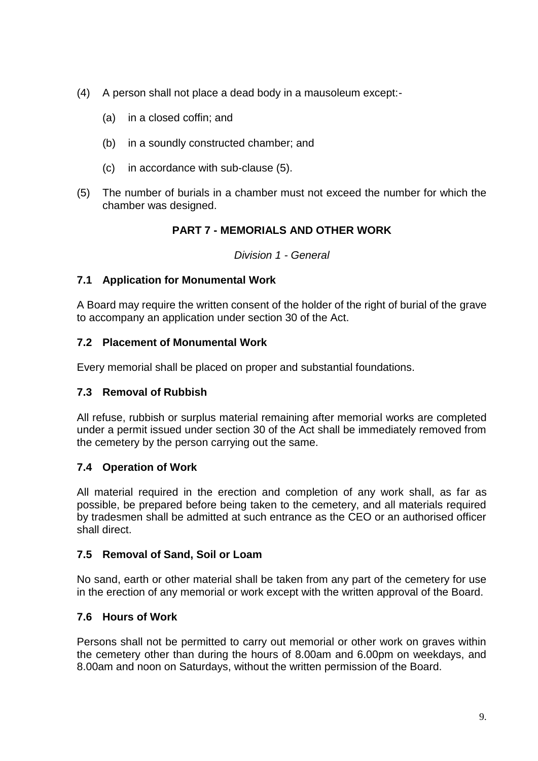(4) A person shall not place a dead body in a mausoleum except:-

 (a) in a closed coffin; and

 (b) in a soundly constructed chamber; and

 (c) in accordance with sub-clause (5).

(5) The number of burials in a chamber must not exceed the number for which the chamber was designed.

## PART 7 - MEMORIALS AND OTHER WORK

*Division 1 - General*

### 7.1 Application for Monumental Work

A Board may require the written consent of the holder of the right of burial of the grave to accompany an application under section 30 of the Act.

### 7.2 Placement of Monumental Work

Every memorial shall be placed on proper and substantial foundations.

### 7.3 Removal of Rubbish

All refuse, rubbish or surplus material remaining after memorial works are completed under a permit issued under section 30 of the Act shall be immediately removed from the cemetery by the person carrying out the same.

### 7.4 Operation of Work

All material required in the erection and completion of any work shall, as far as possible, be prepared before being taken to the cemetery, and all materials required by tradesmen shall be admitted at such entrance as the CEO or an authorised officer shall direct.

### 7.5 Removal of Sand, Soil or Loam

No sand, earth or other material shall be taken from any part of the cemetery for use in the erection of any memorial or work except with the written approval of the Board.

### 7.6 Hours of Work

Persons shall not be permitted to carry out memorial or other work on graves within the cemetery other than during the hours of 8.00am and 6.00pm on weekdays, and 8.00am and noon on Saturdays, without the written permission of the Board.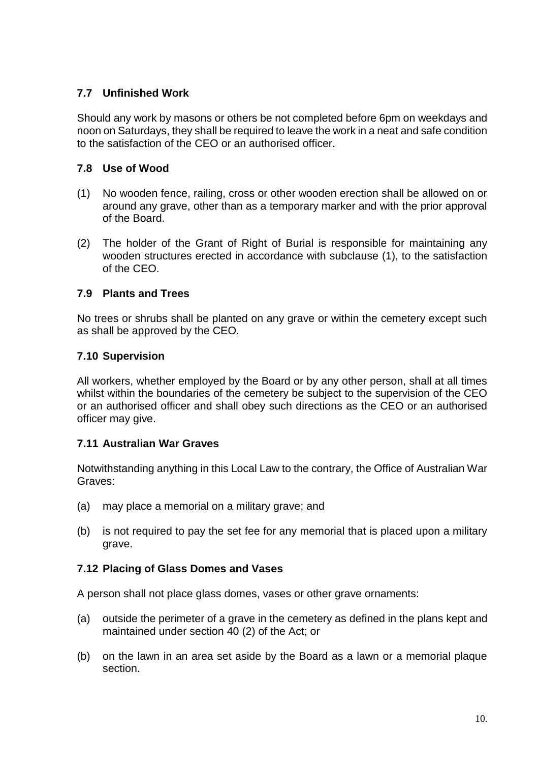### 7.7 Unfinished Work

Should any work by masons or others be not completed before 6pm on weekdays and noon on Saturdays, they shall be required to leave the work in a neat and safe condition to the satisfaction of the CEO or an authorised officer.

### 7.8 Use of Wood

(1) No wooden fence, railing, cross or other wooden erection shall be allowed on or around any grave, other than as a temporary marker and with the prior approval of the Board.

(2) The holder of the Grant of Right of Burial is responsible for maintaining any wooden structures erected in accordance with subclause (1), to the satisfaction of the CEO.

### 7.9 Plants and Trees

No trees or shrubs shall be planted on any grave or within the cemetery except such as shall be approved by the CEO.

### 7.10 Supervision

All workers, whether employed by the Board or by any other person, shall at all times whilst within the boundaries of the cemetery be subject to the supervision of the CEO or an authorised officer and shall obey such directions as the CEO or an authorised officer may give.

### 7.11 Australian War Graves

Notwithstanding anything in this Local Law to the contrary, the Office of Australian War Graves:

(a) may place a memorial on a military grave; and

(b) is not required to pay the set fee for any memorial that is placed upon a military grave.

### 7.12 Placing of Glass Domes and Vases

A person shall not place glass domes, vases or other grave ornaments:

(a) outside the perimeter of a grave in the cemetery as defined in the plans kept and maintained under section 40 (2) of the Act; or

(b) on the lawn in an area set aside by the Board as a lawn or a memorial plaque section.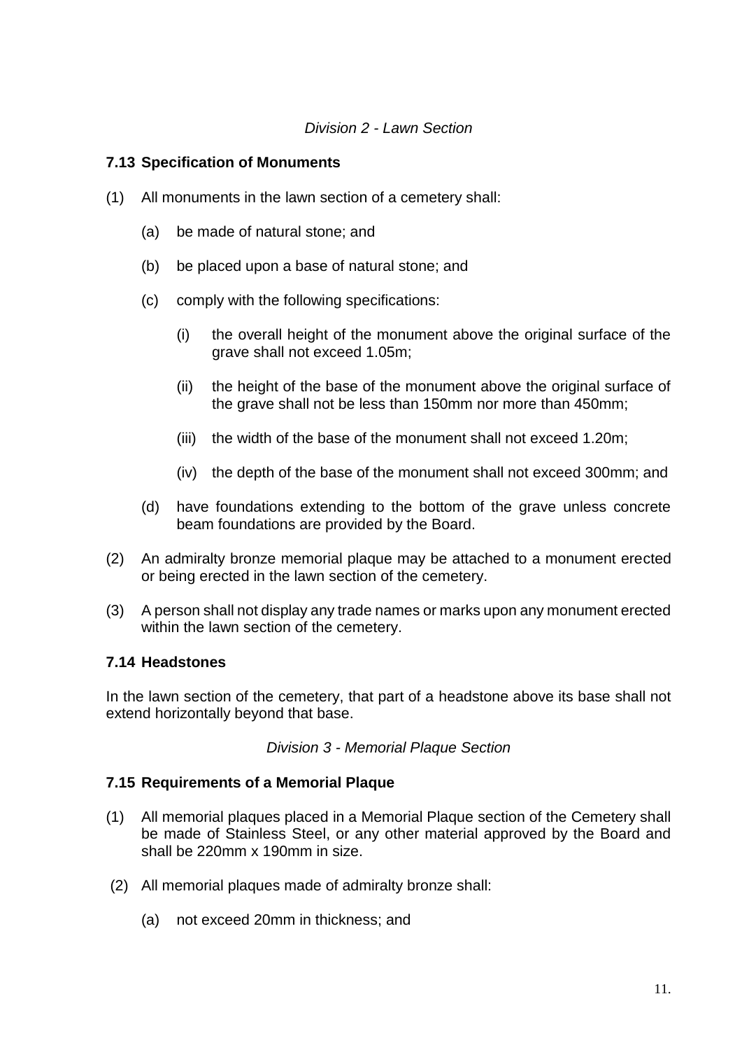*Division 2 - Lawn Section*

**7.13 Specification of Monuments**

(1) All monuments in the lawn section of a cemetery shall:

   (a) be made of natural stone; and

   (b) be placed upon a base of natural stone; and

   (c) comply with the following specifications:

      (i) the overall height of the monument above the original surface of the grave shall not exceed 1.05m;

      (ii) the height of the base of the monument above the original surface of the grave shall not be less than 150mm nor more than 450mm;

      (iii) the width of the base of the monument shall not exceed 1.20m;

      (iv) the depth of the base of the monument shall not exceed 300mm; and

   (d) have foundations extending to the bottom of the grave unless concrete beam foundations are provided by the Board.

(2) An admiralty bronze memorial plaque may be attached to a monument erected or being erected in the lawn section of the cemetery.

(3) A person shall not display any trade names or marks upon any monument erected within the lawn section of the cemetery.

**7.14 Headstones**

In the lawn section of the cemetery, that part of a headstone above its base shall not extend horizontally beyond that base.

*Division 3 - Memorial Plaque Section*

**7.15 Requirements of a Memorial Plaque**

(1) All memorial plaques placed in a Memorial Plaque section of the Cemetery shall be made of Stainless Steel, or any other material approved by the Board and shall be 220mm x 190mm in size.

(2) All memorial plaques made of admiralty bronze shall:

   (a) not exceed 20mm in thickness; and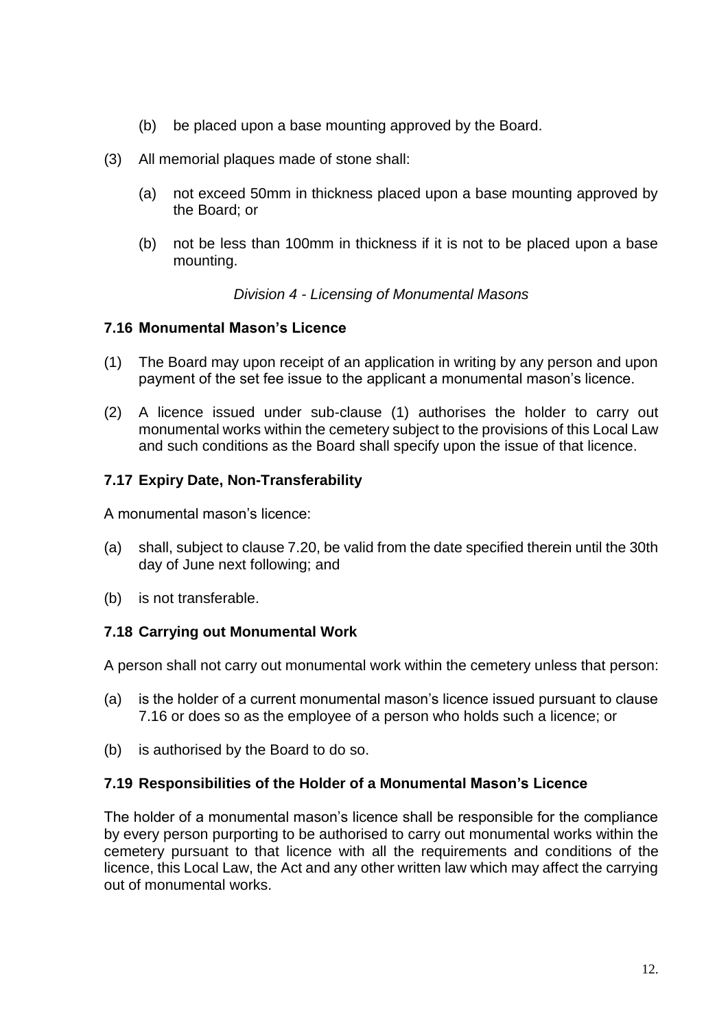(b) be placed upon a base mounting approved by the Board.

(3) All memorial plaques made of stone shall:

(a) not exceed 50mm in thickness placed upon a base mounting approved by the Board; or

(b) not be less than 100mm in thickness if it is not to be placed upon a base mounting.

*Division 4 - Licensing of Monumental Masons*

### 7.16 Monumental Mason's Licence

(1) The Board may upon receipt of an application in writing by any person and upon payment of the set fee issue to the applicant a monumental mason's licence.

(2) A licence issued under sub-clause (1) authorises the holder to carry out monumental works within the cemetery subject to the provisions of this Local Law and such conditions as the Board shall specify upon the issue of that licence.

### 7.17 Expiry Date, Non-Transferability

A monumental mason's licence:

(a) shall, subject to clause 7.20, be valid from the date specified therein until the 30th day of June next following; and

(b) is not transferable.

### 7.18 Carrying out Monumental Work

A person shall not carry out monumental work within the cemetery unless that person:

(a) is the holder of a current monumental mason's licence issued pursuant to clause 7.16 or does so as the employee of a person who holds such a licence; or

(b) is authorised by the Board to do so.

### 7.19 Responsibilities of the Holder of a Monumental Mason's Licence

The holder of a monumental mason's licence shall be responsible for the compliance by every person purporting to be authorised to carry out monumental works within the cemetery pursuant to that licence with all the requirements and conditions of the licence, this Local Law, the Act and any other written law which may affect the carrying out of monumental works.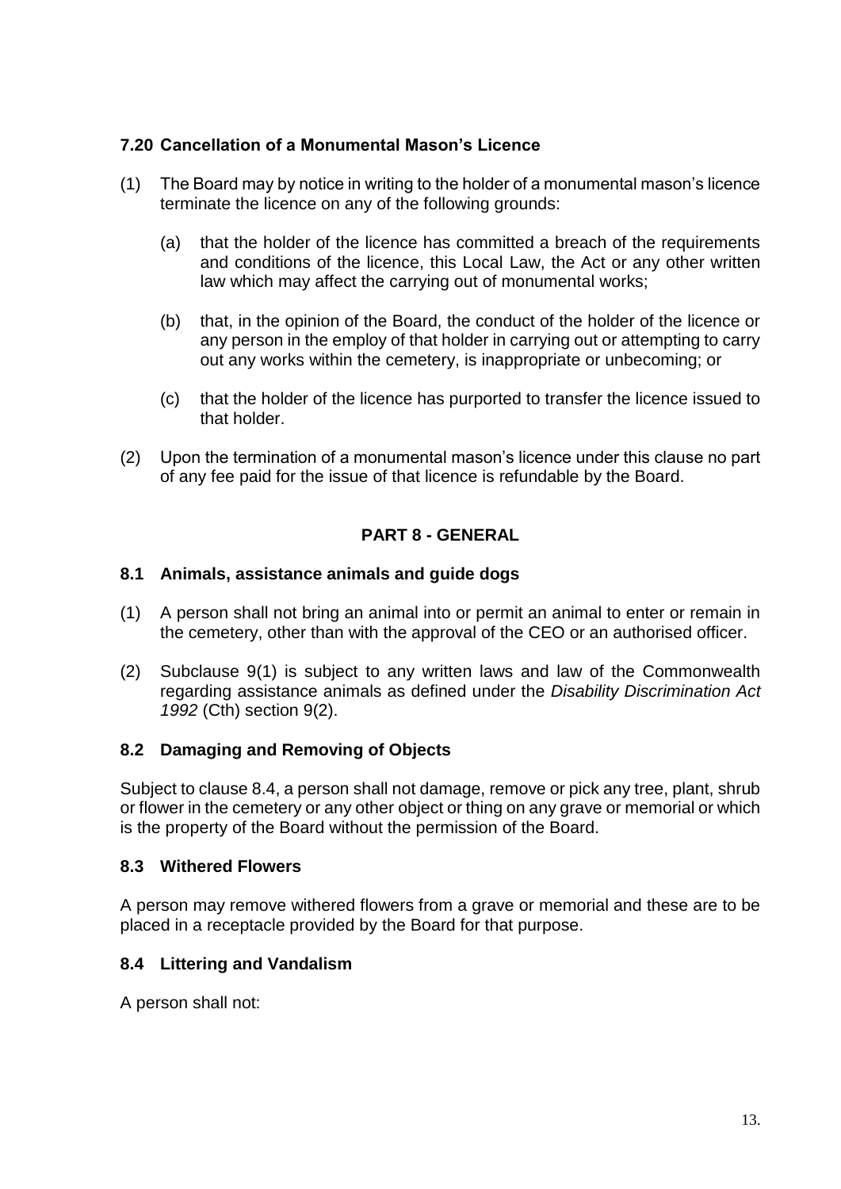### 7.20 Cancellation of a Monumental Mason's Licence

(1) The Board may by notice in writing to the holder of a monumental mason's licence terminate the licence on any of the following grounds:

  (a) that the holder of the licence has committed a breach of the requirements and conditions of the licence, this Local Law, the Act or any other written law which may affect the carrying out of monumental works;

  (b) that, in the opinion of the Board, the conduct of the holder of the licence or any person in the employ of that holder in carrying out or attempting to carry out any works within the cemetery, is inappropriate or unbecoming; or

  (c) that the holder of the licence has purported to transfer the licence issued to that holder.

(2) Upon the termination of a monumental mason's licence under this clause no part of any fee paid for the issue of that licence is refundable by the Board.

## PART 8 - GENERAL

### 8.1 Animals, assistance animals and guide dogs

(1) A person shall not bring an animal into or permit an animal to enter or remain in the cemetery, other than with the approval of the CEO or an authorised officer.

(2) Subclause 9(1) is subject to any written laws and law of the Commonwealth regarding assistance animals as defined under the *Disability Discrimination Act 1992* (Cth) section 9(2).

### 8.2 Damaging and Removing of Objects

Subject to clause 8.4, a person shall not damage, remove or pick any tree, plant, shrub or flower in the cemetery or any other object or thing on any grave or memorial or which is the property of the Board without the permission of the Board.

### 8.3 Withered Flowers

A person may remove withered flowers from a grave or memorial and these are to be placed in a receptacle provided by the Board for that purpose.

### 8.4 Littering and Vandalism

A person shall not: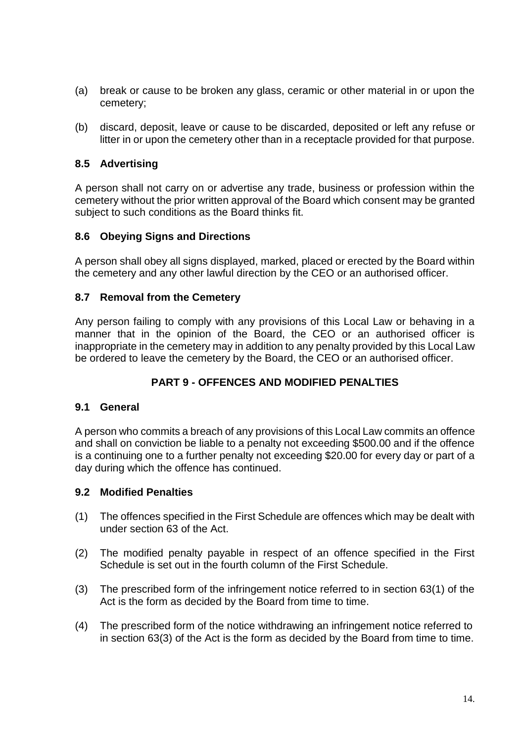(a) break or cause to be broken any glass, ceramic or other material in or upon the cemetery;

(b) discard, deposit, leave or cause to be discarded, deposited or left any refuse or litter in or upon the cemetery other than in a receptacle provided for that purpose.

### 8.5 Advertising

A person shall not carry on or advertise any trade, business or profession within the cemetery without the prior written approval of the Board which consent may be granted subject to such conditions as the Board thinks fit.

### 8.6 Obeying Signs and Directions

A person shall obey all signs displayed, marked, placed or erected by the Board within the cemetery and any other lawful direction by the CEO or an authorised officer.

### 8.7 Removal from the Cemetery

Any person failing to comply with any provisions of this Local Law or behaving in a manner that in the opinion of the Board, the CEO or an authorised officer is inappropriate in the cemetery may in addition to any penalty provided by this Local Law be ordered to leave the cemetery by the Board, the CEO or an authorised officer.

## PART 9 - OFFENCES AND MODIFIED PENALTIES

### 9.1 General

A person who commits a breach of any provisions of this Local Law commits an offence and shall on conviction be liable to a penalty not exceeding $500.00 and if the offence is a continuing one to a further penalty not exceeding $20.00 for every day or part of a day during which the offence has continued.

### 9.2 Modified Penalties

(1) The offences specified in the First Schedule are offences which may be dealt with under section 63 of the Act.

(2) The modified penalty payable in respect of an offence specified in the First Schedule is set out in the fourth column of the First Schedule.

(3) The prescribed form of the infringement notice referred to in section 63(1) of the Act is the form as decided by the Board from time to time.

(4) The prescribed form of the notice withdrawing an infringement notice referred to in section 63(3) of the Act is the form as decided by the Board from time to time.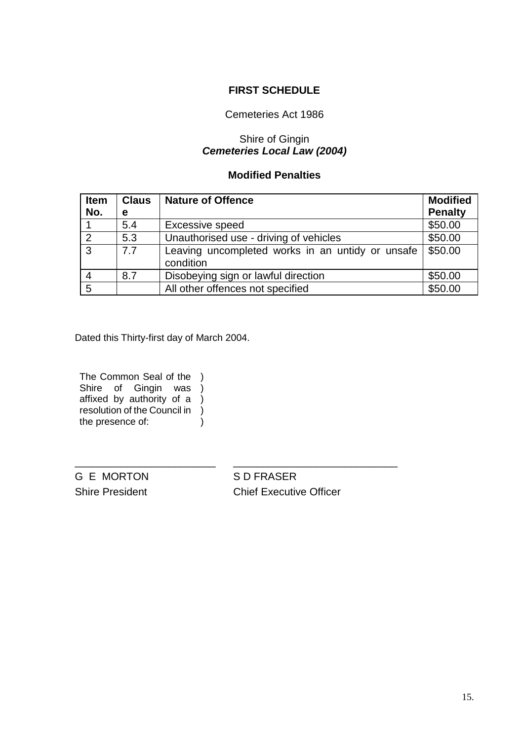## FIRST SCHEDULE

Cemeteries Act 1986

Shire of Gingin
***Cemeteries Local Law (2004)***

**Modified Penalties**

| Item No. | Clause | Nature of Offence | Modified Penalty |
|---|---|---|---|
| 1 | 5.4 | Excessive speed | $50.00 |
| 2 | 5.3 | Unauthorised use - driving of vehicles | $50.00 |
| 3 | 7.7 | Leaving uncompleted works in an untidy or unsafe condition | $50.00 |
| 4 | 8.7 | Disobeying sign or lawful direction | $50.00 |
| 5 | | All other offences not specified | $50.00 |

Dated this Thirty-first day of March 2004.

The Common Seal of the Shire of Gingin was affixed by authority of a resolution of the Council in the presence of: )

\_\_\_\_\_\_\_\_\_\_\_\_\_\_\_\_\_\_\_\_\_\_\_\_ \_\_\_\_\_\_\_\_\_\_\_\_\_\_\_\_\_\_\_\_\_\_\_\_\_\_\_\_

G E MORTON
Shire President

S D FRASER
Chief Executive Officer